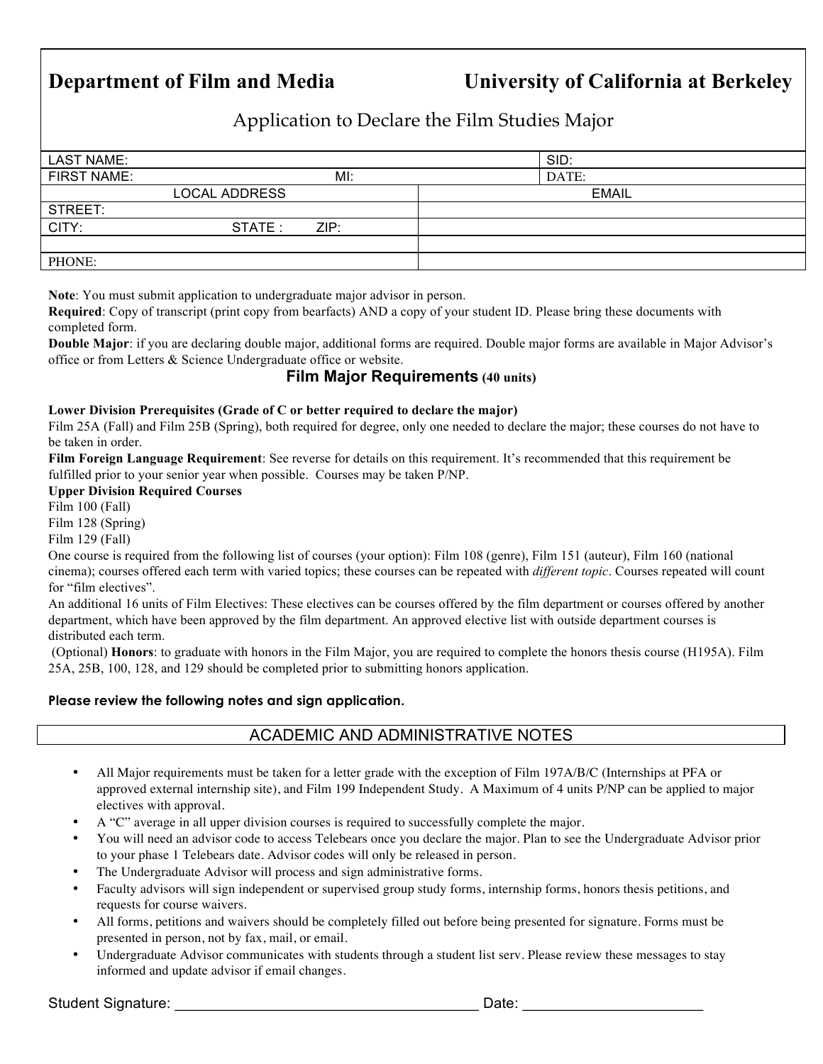**Department of Film and Media** **University of California at Berkeley**

# Application to Declare the Film Studies Major

| LAST NAME: | | SID: |
|---|---|---|
| FIRST NAME: | MI: | DATE: |

| LOCAL ADDRESS | EMAIL |
|---|---|
| STREET: | |
| CITY: STATE : ZIP: | |
| | |
| PHONE: | |

**Note**: You must submit application to undergraduate major advisor in person.
**Required**: Copy of transcript (print copy from bearfacts) AND a copy of your student ID. Please bring these documents with completed form.
**Double Major**: if you are declaring double major, additional forms are required. Double major forms are available in Major Advisor's office or from Letters & Science Undergraduate office or website.

## Film Major Requirements (40 units)

**Lower Division Prerequisites (Grade of C or better required to declare the major)**
Film 25A (Fall) and Film 25B (Spring), both required for degree, only one needed to declare the major; these courses do not have to be taken in order.
**Film Foreign Language Requirement**: See reverse for details on this requirement. It's recommended that this requirement be fulfilled prior to your senior year when possible. Courses may be taken P/NP.
**Upper Division Required Courses**
Film 100 (Fall)
Film 128 (Spring)
Film 129 (Fall)
One course is required from the following list of courses (your option): Film 108 (genre), Film 151 (auteur), Film 160 (national cinema); courses offered each term with varied topics; these courses can be repeated with *different topic*. Courses repeated will count for "film electives".
An additional 16 units of Film Electives: These electives can be courses offered by the film department or courses offered by another department, which have been approved by the film department. An approved elective list with outside department courses is distributed each term.
(Optional) **Honors**: to graduate with honors in the Film Major, you are required to complete the honors thesis course (H195A). Film 25A, 25B, 100, 128, and 129 should be completed prior to submitting honors application.

**Please review the following notes and sign application.**

## ACADEMIC AND ADMINISTRATIVE NOTES

- All Major requirements must be taken for a letter grade with the exception of Film 197A/B/C (Internships at PFA or approved external internship site), and Film 199 Independent Study. A Maximum of 4 units P/NP can be applied to major electives with approval.
- A "C" average in all upper division courses is required to successfully complete the major.
- You will need an advisor code to access Telebears once you declare the major. Plan to see the Undergraduate Advisor prior to your phase 1 Telebears date. Advisor codes will only be released in person.
- The Undergraduate Advisor will process and sign administrative forms.
- Faculty advisors will sign independent or supervised group study forms, internship forms, honors thesis petitions, and requests for course waivers.
- All forms, petitions and waivers should be completely filled out before being presented for signature. Forms must be presented in person, not by fax, mail, or email.
- Undergraduate Advisor communicates with students through a student list serv. Please review these messages to stay informed and update advisor if email changes.

Student Signature: ______________________________________ Date: ______________________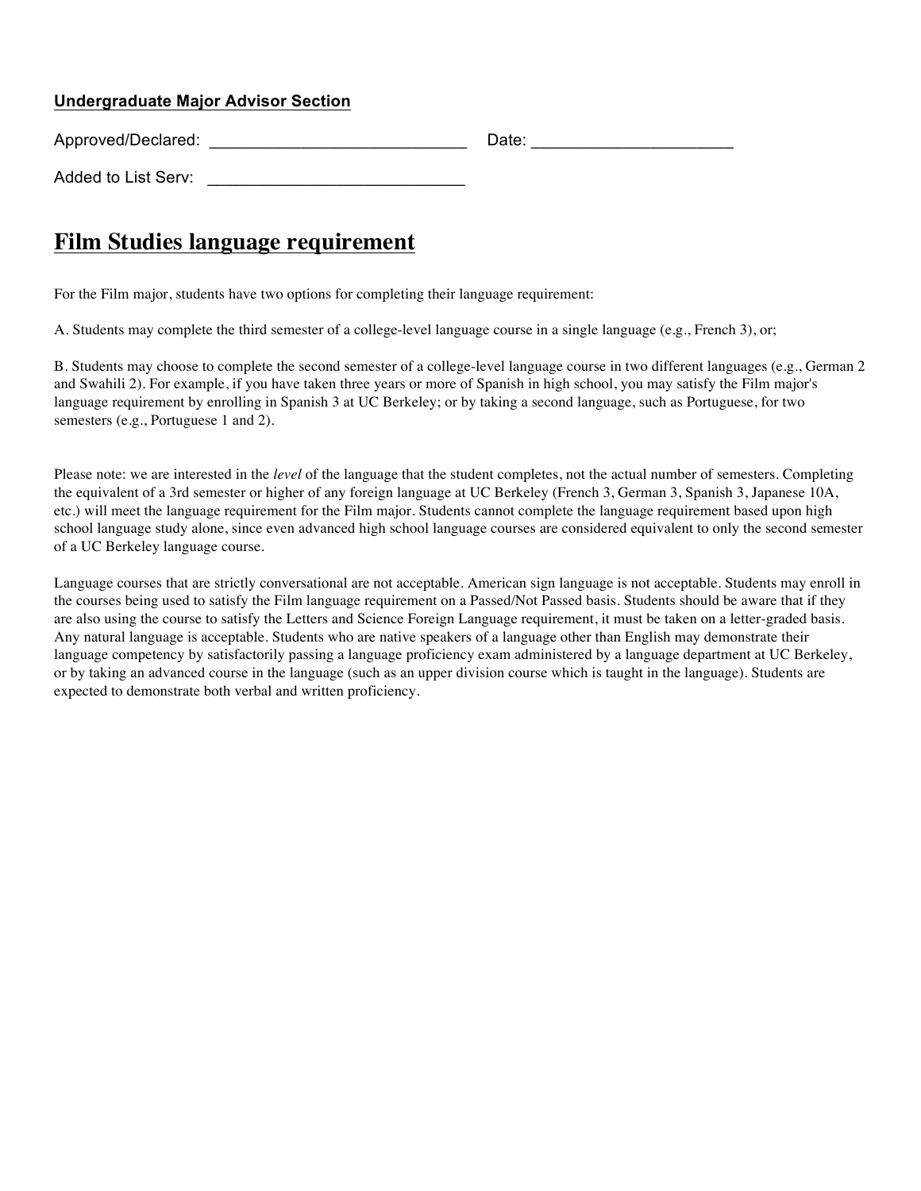**Undergraduate Major Advisor Section**

Approved/Declared: ____________________________ Date: ______________________

Added to List Serv: ____________________________

## Film Studies language requirement

For the Film major, students have two options for completing their language requirement:

A. Students may complete the third semester of a college-level language course in a single language (e.g., French 3), or;

B. Students may choose to complete the second semester of a college-level language course in two different languages (e.g., German 2 and Swahili 2). For example, if you have taken three years or more of Spanish in high school, you may satisfy the Film major's language requirement by enrolling in Spanish 3 at UC Berkeley; or by taking a second language, such as Portuguese, for two semesters (e.g., Portuguese 1 and 2).

Please note: we are interested in the *level* of the language that the student completes, not the actual number of semesters. Completing the equivalent of a 3rd semester or higher of any foreign language at UC Berkeley (French 3, German 3, Spanish 3, Japanese 10A, etc.) will meet the language requirement for the Film major. Students cannot complete the language requirement based upon high school language study alone, since even advanced high school language courses are considered equivalent to only the second semester of a UC Berkeley language course.

Language courses that are strictly conversational are not acceptable. American sign language is not acceptable. Students may enroll in the courses being used to satisfy the Film language requirement on a Passed/Not Passed basis. Students should be aware that if they are also using the course to satisfy the Letters and Science Foreign Language requirement, it must be taken on a letter-graded basis. Any natural language is acceptable. Students who are native speakers of a language other than English may demonstrate their language competency by satisfactorily passing a language proficiency exam administered by a language department at UC Berkeley, or by taking an advanced course in the language (such as an upper division course which is taught in the language). Students are expected to demonstrate both verbal and written proficiency.